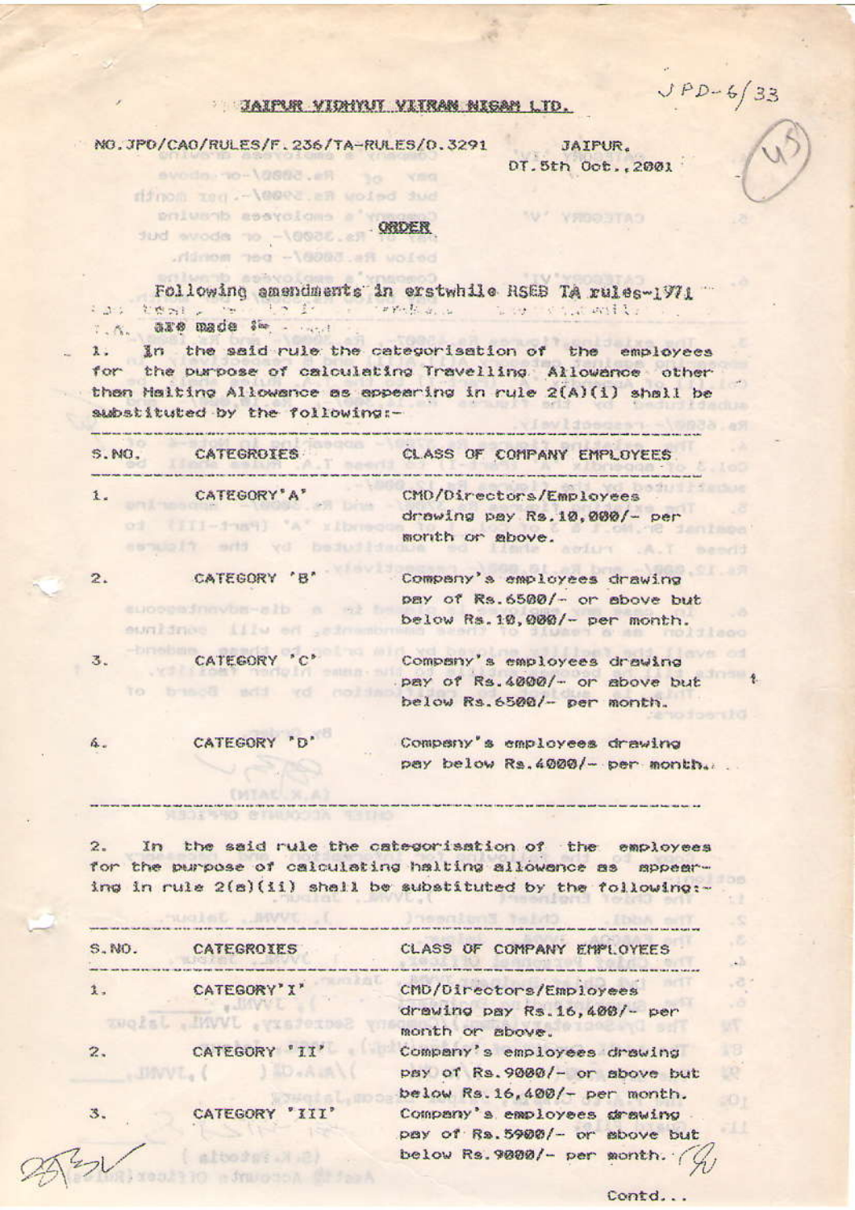JPD-6/33

## JAIPUR VIDHYUT VITRAN NIGAM LTD.

NO.JPD/CAO/RULES/F.236/TA-RULES/D.3291 JAIPUR.
DT.5th Oct.,2001

### ORDER

Following amendments in erstwhile RSEB TA rules-1971 are made :-

1. In the said rule the categorisation of the employees for the purpose of calculating Travelling Allowance other than Halting Allowance as appearing in rule 2(A)(i) shall be substituted by the following:-

| S.NO. | CATEGROIES | CLASS OF COMPANY EMPLOYEES |
|---|---|---|
| 1. | CATEGORY'A' | CMD/Directors/Employees drawing pay Rs.10,000/- per month or above. |
| 2. | CATEGORY 'B' | Company's employees drawing pay of Rs.6500/- or above but below Rs.10,000/- per month. |
| 3. | CATEGORY 'C' | Company's employees drawing pay of Rs.4000/- or above but below Rs.6500/- per month. |
| 4. | CATEGORY 'D' | Company's employees drawing pay below Rs.4000/- per month. |

2. In the said rule the categorisation of the employees for the purpose of calculating halting allowance as appearing in rule 2(a)(ii) shall be substituted by the following:-

| S.NO. | CATEGROIES | CLASS OF COMPANY EMPLOYEES |
|---|---|---|
| 1. | CATEGORY'I' | CMD/Directors/Employees drawing pay Rs.16,400/- per month or above. |
| 2. | CATEGORY 'II' | Company's employees drawing pay of Rs.9000/- or above but below Rs.16,400/- per month. |
| 3. | CATEGORY 'III' | Company's employees drawing pay of Rs.5900/- or above but below Rs.9000/- per month. |

Contd...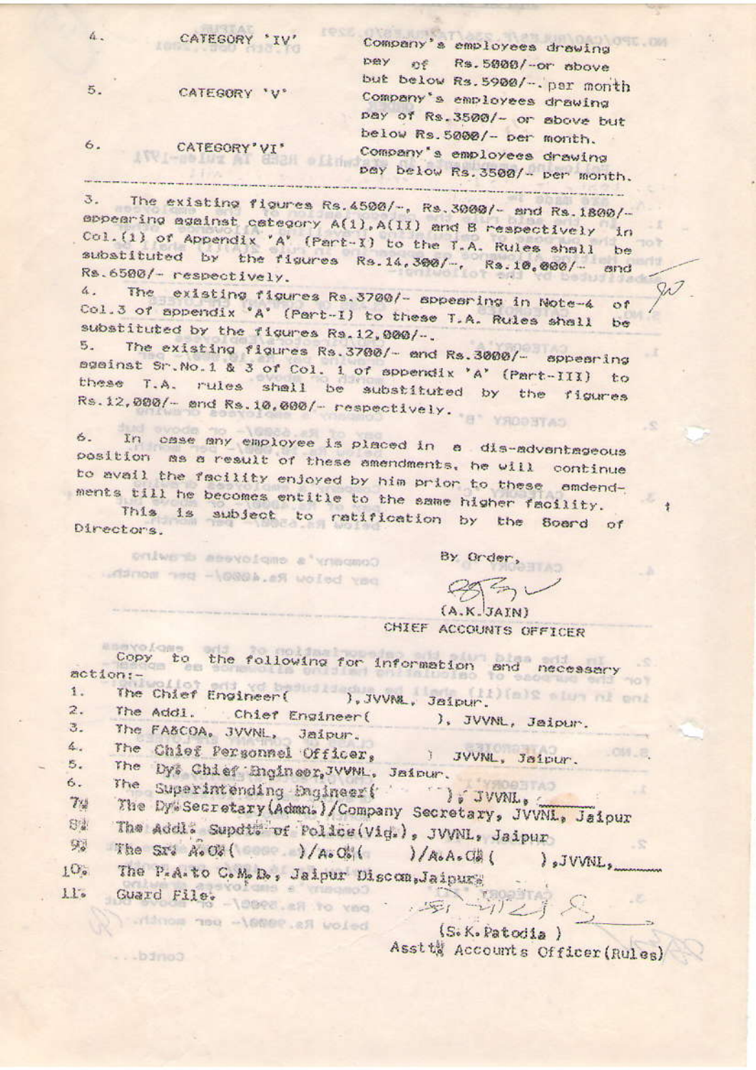| | | |
|---|---|---|
| 4. | CATEGORY 'IV' | Company's employees drawing pay of Rs.5000/- or above but below Rs.5900/-. per month |
| 5. | CATEGORY 'V' | Company's employees drawing pay of Rs.3500/- or above but below Rs.5000/- per month. |
| 6. | CATEGORY 'VI' | Company's employees drawing pay below Rs.3500/- per month. |

3. The existing figures Rs.4500/-, Rs.3000/- and Rs.1800/- appearing against category A(1),A(II) and B respectively in Col.(1) of Appendix 'A' (Part-I) to the T.A. Rules shall be substituted by the figures Rs.14,300/-, Rs.10,000/- and Rs.6500/- respectively.

4. The existing figures Rs.3700/- appearing in Note-4 of Col.3 of appendix 'A' (Part-I) to these T.A. Rules shall be substituted by the figures Rs.12,000/-.

5. The existing figures Rs.3700/- and Rs.3000/- appearing against Sr.No.1 & 3 of Col. 1 of appendix 'A' (Part-III) to these T.A. rules shall be substituted by the figures Rs.12,000/- and Rs.10,000/- respectively.

6. In case any employee is placed in a dis-adventageous position as a result of these amendments, he will continue to avail the facility enjoyed by him prior to these amendments till he becomes entitle to the same higher facility.

This is subject to ratification by the Board of Directors.

By Order,

(A.K.JAIN)
CHIEF ACCOUNTS OFFICER

Copy to the following for information and necessary action:-

1. The Chief Engineer( ), JVVNL, Jaipur.
2. The Addl. Chief Engineer( ), JVVNL, Jaipur.
3. The FA&COA, JVVNL, Jaipur.
4. The Chief Personnel Officer, JVVNL, Jaipur.
5. The Dy. Chief Engineer,JVVNL, Jaipur.
6. The Superintending Engineer( ), JVVNL, \_\_\_\_\_\_
7. The Dy.Secretary(Admn.)/Company Secretary, JVVNL, Jaipur
8. The Addl. Supdt. of Police(Vig.), JVVNL, Jaipur
9. The Sr. A.O.( )/A.O.( )/A.A.O.( ),JVVNL, \_\_\_\_\_\_
10. The P.A.to C.M.D., Jaipur Discom,Jaipur.
11. Guard File.

(S.K.Patodia )
Asstt. Accounts Officer(Rules)